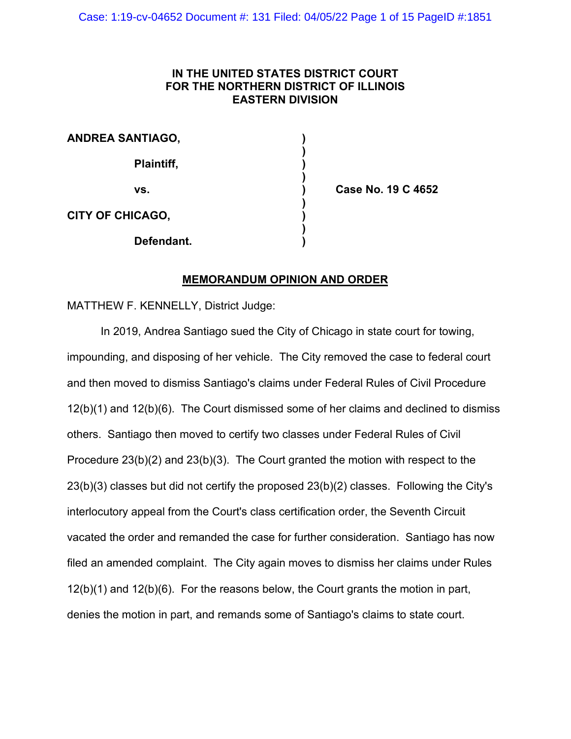**IN THE UNITED STATES DISTRICT COURT**
**FOR THE NORTHERN DISTRICT OF ILLINOIS**
**EASTERN DIVISION**

| | | |
|---|---|---|
| **ANDREA SANTIAGO,** | ) | |
| | ) | |
| **Plaintiff,** | ) | |
| | ) | |
| **vs.** | ) | **Case No. 19 C 4652** |
| | ) | |
| **CITY OF CHICAGO,** | ) | |
| | ) | |
| **Defendant.** | ) | |

**MEMORANDUM OPINION AND ORDER**

MATTHEW F. KENNELLY, District Judge:

In 2019, Andrea Santiago sued the City of Chicago in state court for towing, impounding, and disposing of her vehicle. The City removed the case to federal court and then moved to dismiss Santiago's claims under Federal Rules of Civil Procedure 12(b)(1) and 12(b)(6). The Court dismissed some of her claims and declined to dismiss others. Santiago then moved to certify two classes under Federal Rules of Civil Procedure 23(b)(2) and 23(b)(3). The Court granted the motion with respect to the 23(b)(3) classes but did not certify the proposed 23(b)(2) classes. Following the City's interlocutory appeal from the Court's class certification order, the Seventh Circuit vacated the order and remanded the case for further consideration. Santiago has now filed an amended complaint. The City again moves to dismiss her claims under Rules 12(b)(1) and 12(b)(6). For the reasons below, the Court grants the motion in part, denies the motion in part, and remands some of Santiago's claims to state court.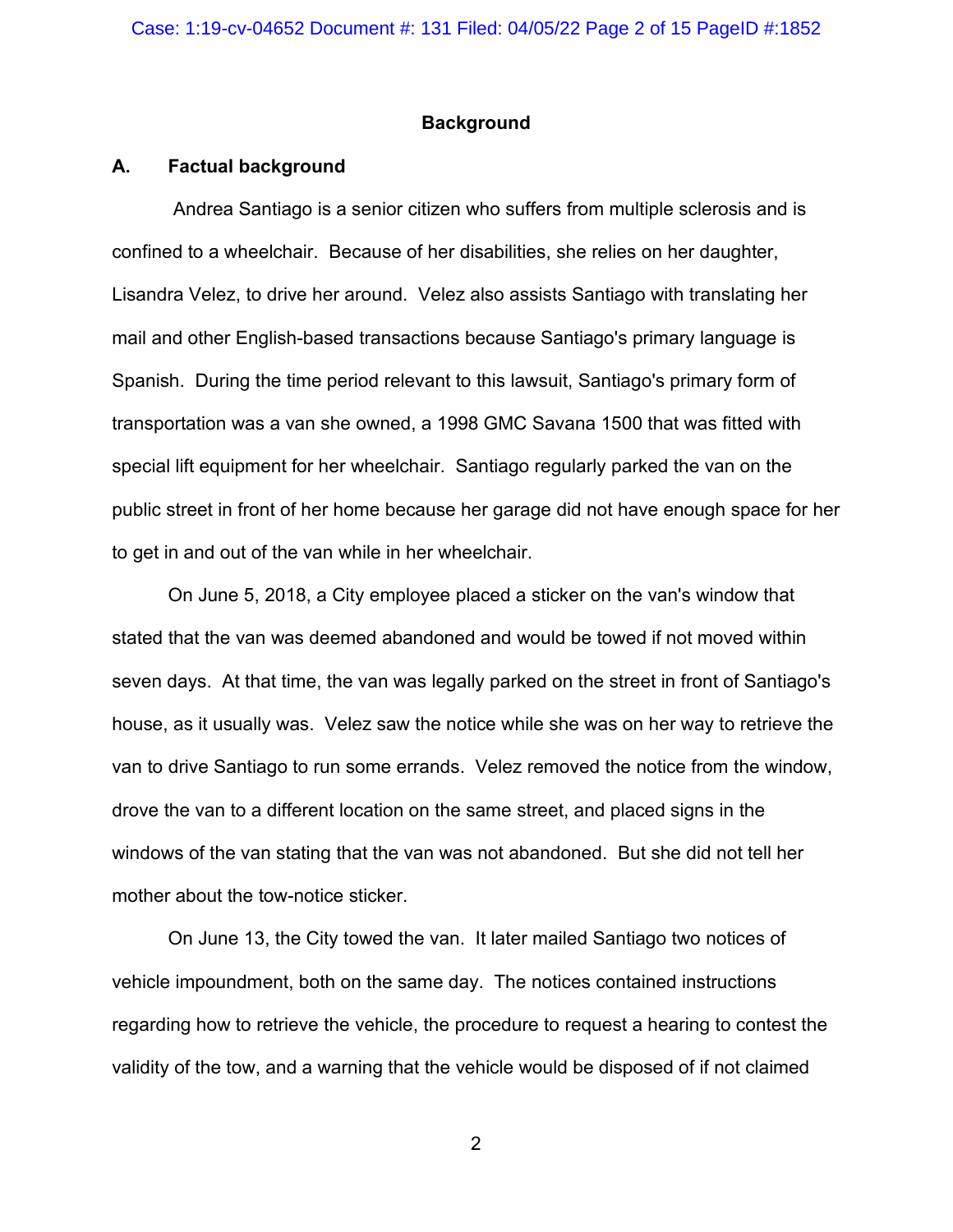## Background

### A. Factual background

Andrea Santiago is a senior citizen who suffers from multiple sclerosis and is confined to a wheelchair. Because of her disabilities, she relies on her daughter, Lisandra Velez, to drive her around. Velez also assists Santiago with translating her mail and other English-based transactions because Santiago's primary language is Spanish. During the time period relevant to this lawsuit, Santiago's primary form of transportation was a van she owned, a 1998 GMC Savana 1500 that was fitted with special lift equipment for her wheelchair. Santiago regularly parked the van on the public street in front of her home because her garage did not have enough space for her to get in and out of the van while in her wheelchair.

On June 5, 2018, a City employee placed a sticker on the van's window that stated that the van was deemed abandoned and would be towed if not moved within seven days. At that time, the van was legally parked on the street in front of Santiago's house, as it usually was. Velez saw the notice while she was on her way to retrieve the van to drive Santiago to run some errands. Velez removed the notice from the window, drove the van to a different location on the same street, and placed signs in the windows of the van stating that the van was not abandoned. But she did not tell her mother about the tow-notice sticker.

On June 13, the City towed the van. It later mailed Santiago two notices of vehicle impoundment, both on the same day. The notices contained instructions regarding how to retrieve the vehicle, the procedure to request a hearing to contest the validity of the tow, and a warning that the vehicle would be disposed of if not claimed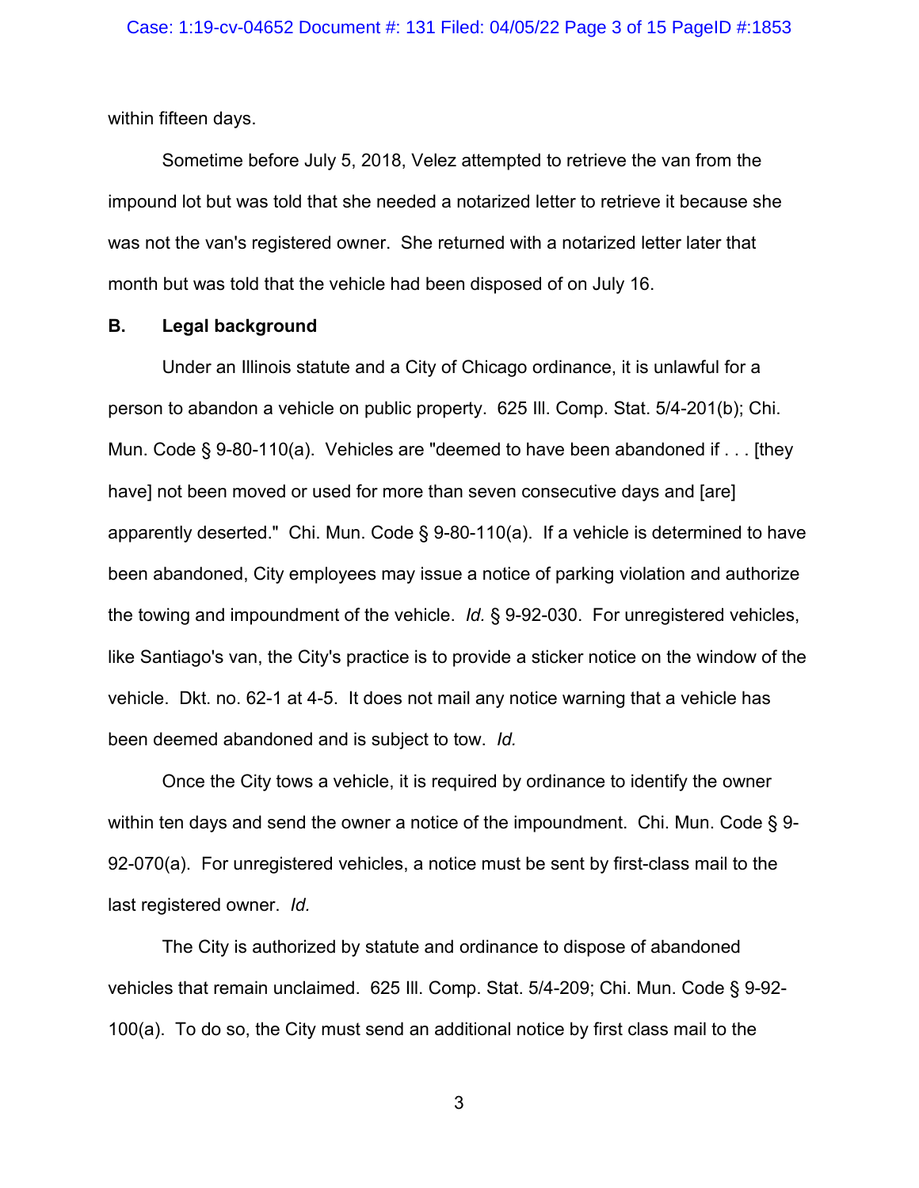within fifteen days.

Sometime before July 5, 2018, Velez attempted to retrieve the van from the impound lot but was told that she needed a notarized letter to retrieve it because she was not the van's registered owner. She returned with a notarized letter later that month but was told that the vehicle had been disposed of on July 16.

### B. Legal background

Under an Illinois statute and a City of Chicago ordinance, it is unlawful for a person to abandon a vehicle on public property. 625 Ill. Comp. Stat. 5/4-201(b); Chi. Mun. Code § 9-80-110(a). Vehicles are "deemed to have been abandoned if . . . [they have] not been moved or used for more than seven consecutive days and [are] apparently deserted." Chi. Mun. Code § 9-80-110(a). If a vehicle is determined to have been abandoned, City employees may issue a notice of parking violation and authorize the towing and impoundment of the vehicle. *Id.* § 9-92-030. For unregistered vehicles, like Santiago's van, the City's practice is to provide a sticker notice on the window of the vehicle. Dkt. no. 62-1 at 4-5. It does not mail any notice warning that a vehicle has been deemed abandoned and is subject to tow. *Id.*

Once the City tows a vehicle, it is required by ordinance to identify the owner within ten days and send the owner a notice of the impoundment. Chi. Mun. Code § 9-92-070(a). For unregistered vehicles, a notice must be sent by first-class mail to the last registered owner. *Id.*

The City is authorized by statute and ordinance to dispose of abandoned vehicles that remain unclaimed. 625 Ill. Comp. Stat. 5/4-209; Chi. Mun. Code § 9-92-100(a). To do so, the City must send an additional notice by first class mail to the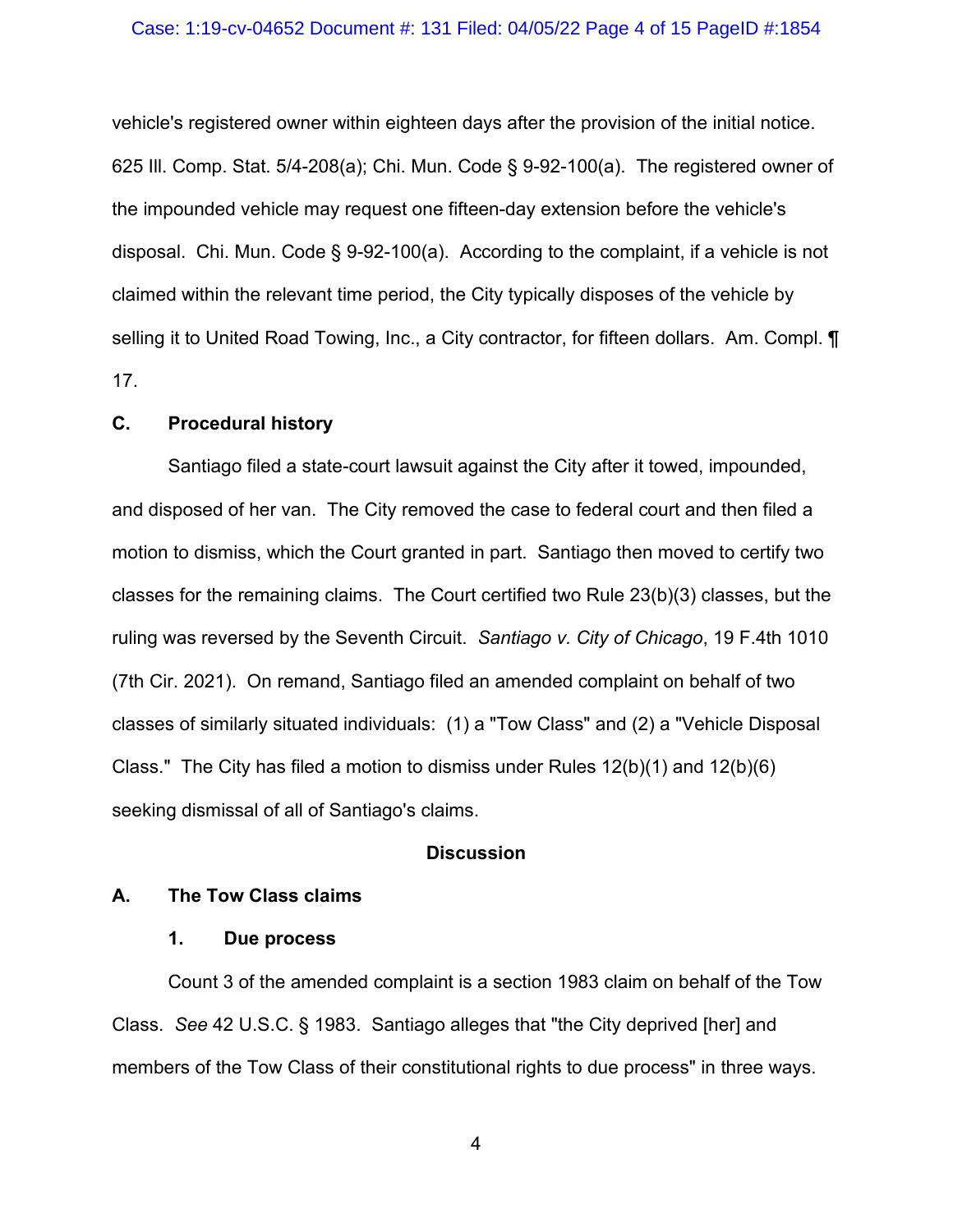vehicle's registered owner within eighteen days after the provision of the initial notice. 625 Ill. Comp. Stat. 5/4-208(a); Chi. Mun. Code § 9-92-100(a). The registered owner of the impounded vehicle may request one fifteen-day extension before the vehicle's disposal. Chi. Mun. Code § 9-92-100(a). According to the complaint, if a vehicle is not claimed within the relevant time period, the City typically disposes of the vehicle by selling it to United Road Towing, Inc., a City contractor, for fifteen dollars. Am. Compl. ¶ 17.

### C. Procedural history

Santiago filed a state-court lawsuit against the City after it towed, impounded, and disposed of her van. The City removed the case to federal court and then filed a motion to dismiss, which the Court granted in part. Santiago then moved to certify two classes for the remaining claims. The Court certified two Rule 23(b)(3) classes, but the ruling was reversed by the Seventh Circuit. *Santiago v. City of Chicago*, 19 F.4th 1010 (7th Cir. 2021). On remand, Santiago filed an amended complaint on behalf of two classes of similarly situated individuals: (1) a "Tow Class" and (2) a "Vehicle Disposal Class." The City has filed a motion to dismiss under Rules 12(b)(1) and 12(b)(6) seeking dismissal of all of Santiago's claims.

## Discussion

### A. The Tow Class claims

#### 1. Due process

Count 3 of the amended complaint is a section 1983 claim on behalf of the Tow Class. *See* 42 U.S.C. § 1983. Santiago alleges that "the City deprived [her] and members of the Tow Class of their constitutional rights to due process" in three ways.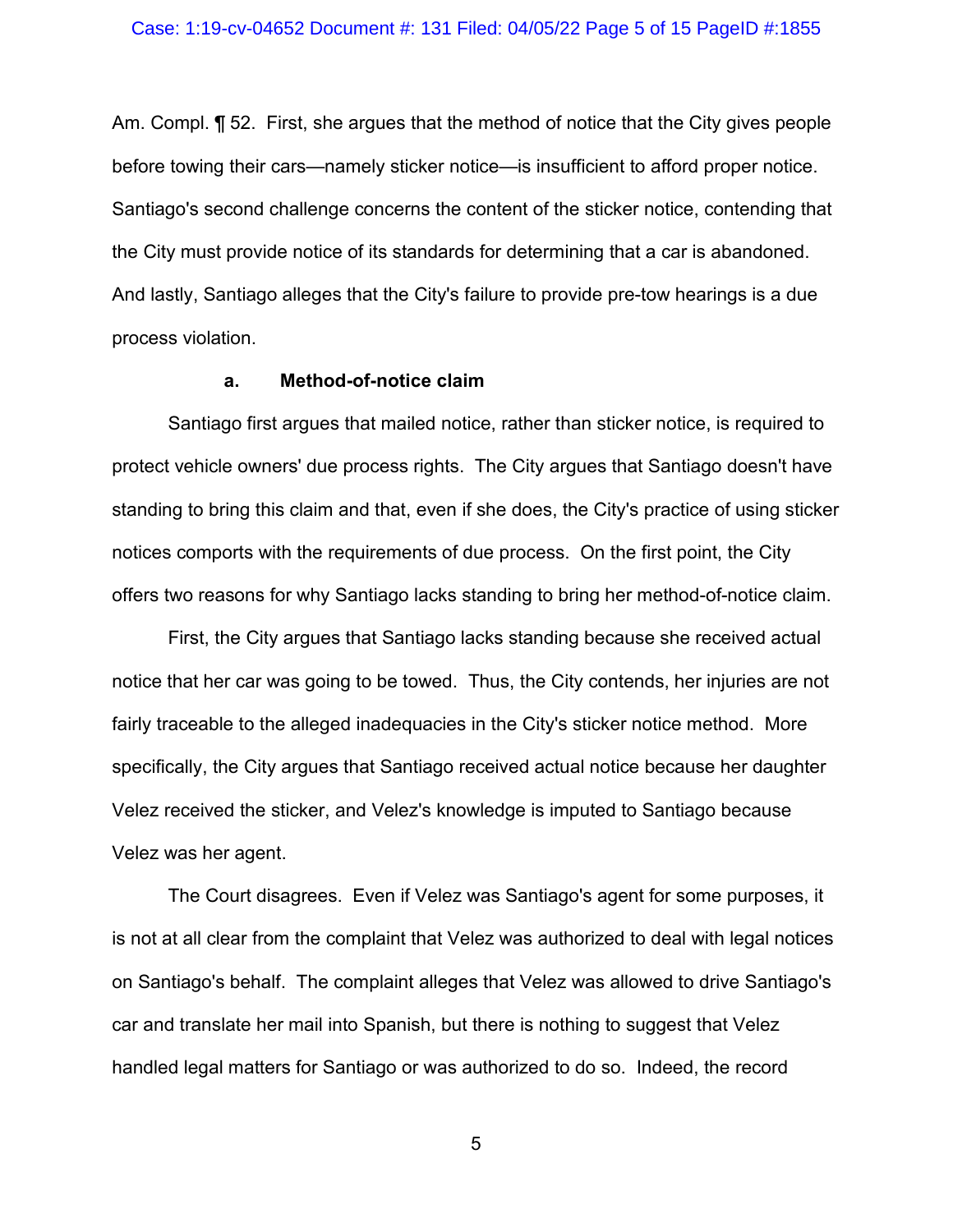Am. Compl. ¶ 52. First, she argues that the method of notice that the City gives people before towing their cars—namely sticker notice—is insufficient to afford proper notice. Santiago's second challenge concerns the content of the sticker notice, contending that the City must provide notice of its standards for determining that a car is abandoned. And lastly, Santiago alleges that the City's failure to provide pre-tow hearings is a due process violation.

#### a. Method-of-notice claim

Santiago first argues that mailed notice, rather than sticker notice, is required to protect vehicle owners' due process rights. The City argues that Santiago doesn't have standing to bring this claim and that, even if she does, the City's practice of using sticker notices comports with the requirements of due process. On the first point, the City offers two reasons for why Santiago lacks standing to bring her method-of-notice claim.

First, the City argues that Santiago lacks standing because she received actual notice that her car was going to be towed. Thus, the City contends, her injuries are not fairly traceable to the alleged inadequacies in the City's sticker notice method. More specifically, the City argues that Santiago received actual notice because her daughter Velez received the sticker, and Velez's knowledge is imputed to Santiago because Velez was her agent.

The Court disagrees. Even if Velez was Santiago's agent for some purposes, it is not at all clear from the complaint that Velez was authorized to deal with legal notices on Santiago's behalf. The complaint alleges that Velez was allowed to drive Santiago's car and translate her mail into Spanish, but there is nothing to suggest that Velez handled legal matters for Santiago or was authorized to do so. Indeed, the record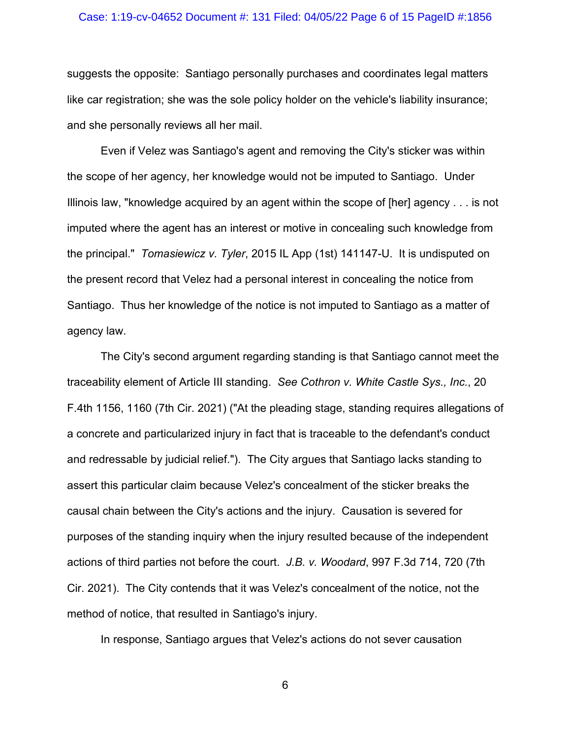suggests the opposite: Santiago personally purchases and coordinates legal matters like car registration; she was the sole policy holder on the vehicle's liability insurance; and she personally reviews all her mail.

Even if Velez was Santiago's agent and removing the City's sticker was within the scope of her agency, her knowledge would not be imputed to Santiago. Under Illinois law, "knowledge acquired by an agent within the scope of [her] agency . . . is not imputed where the agent has an interest or motive in concealing such knowledge from the principal." *Tomasiewicz v. Tyler*, 2015 IL App (1st) 141147-U. It is undisputed on the present record that Velez had a personal interest in concealing the notice from Santiago. Thus her knowledge of the notice is not imputed to Santiago as a matter of agency law.

The City's second argument regarding standing is that Santiago cannot meet the traceability element of Article III standing. *See Cothron v. White Castle Sys., Inc.*, 20 F.4th 1156, 1160 (7th Cir. 2021) ("At the pleading stage, standing requires allegations of a concrete and particularized injury in fact that is traceable to the defendant's conduct and redressable by judicial relief."). The City argues that Santiago lacks standing to assert this particular claim because Velez's concealment of the sticker breaks the causal chain between the City's actions and the injury. Causation is severed for purposes of the standing inquiry when the injury resulted because of the independent actions of third parties not before the court. *J.B. v. Woodard*, 997 F.3d 714, 720 (7th Cir. 2021). The City contends that it was Velez's concealment of the notice, not the method of notice, that resulted in Santiago's injury.

In response, Santiago argues that Velez's actions do not sever causation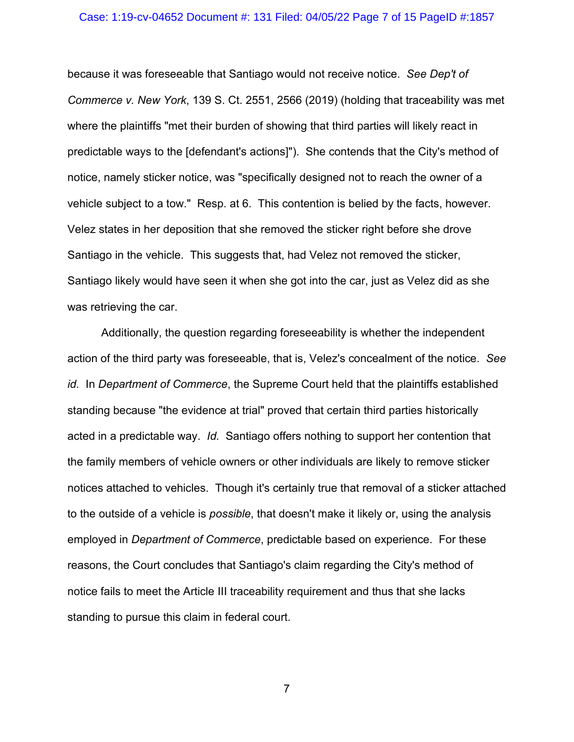because it was foreseeable that Santiago would not receive notice. *See Dep't of Commerce v. New York*, 139 S. Ct. 2551, 2566 (2019) (holding that traceability was met where the plaintiffs "met their burden of showing that third parties will likely react in predictable ways to the [defendant's actions]"). She contends that the City's method of notice, namely sticker notice, was "specifically designed not to reach the owner of a vehicle subject to a tow." Resp. at 6. This contention is belied by the facts, however. Velez states in her deposition that she removed the sticker right before she drove Santiago in the vehicle. This suggests that, had Velez not removed the sticker, Santiago likely would have seen it when she got into the car, just as Velez did as she was retrieving the car.

Additionally, the question regarding foreseeability is whether the independent action of the third party was foreseeable, that is, Velez's concealment of the notice. *See id.* In *Department of Commerce*, the Supreme Court held that the plaintiffs established standing because "the evidence at trial" proved that certain third parties historically acted in a predictable way. *Id.* Santiago offers nothing to support her contention that the family members of vehicle owners or other individuals are likely to remove sticker notices attached to vehicles. Though it's certainly true that removal of a sticker attached to the outside of a vehicle is *possible*, that doesn't make it likely or, using the analysis employed in *Department of Commerce*, predictable based on experience. For these reasons, the Court concludes that Santiago's claim regarding the City's method of notice fails to meet the Article III traceability requirement and thus that she lacks standing to pursue this claim in federal court.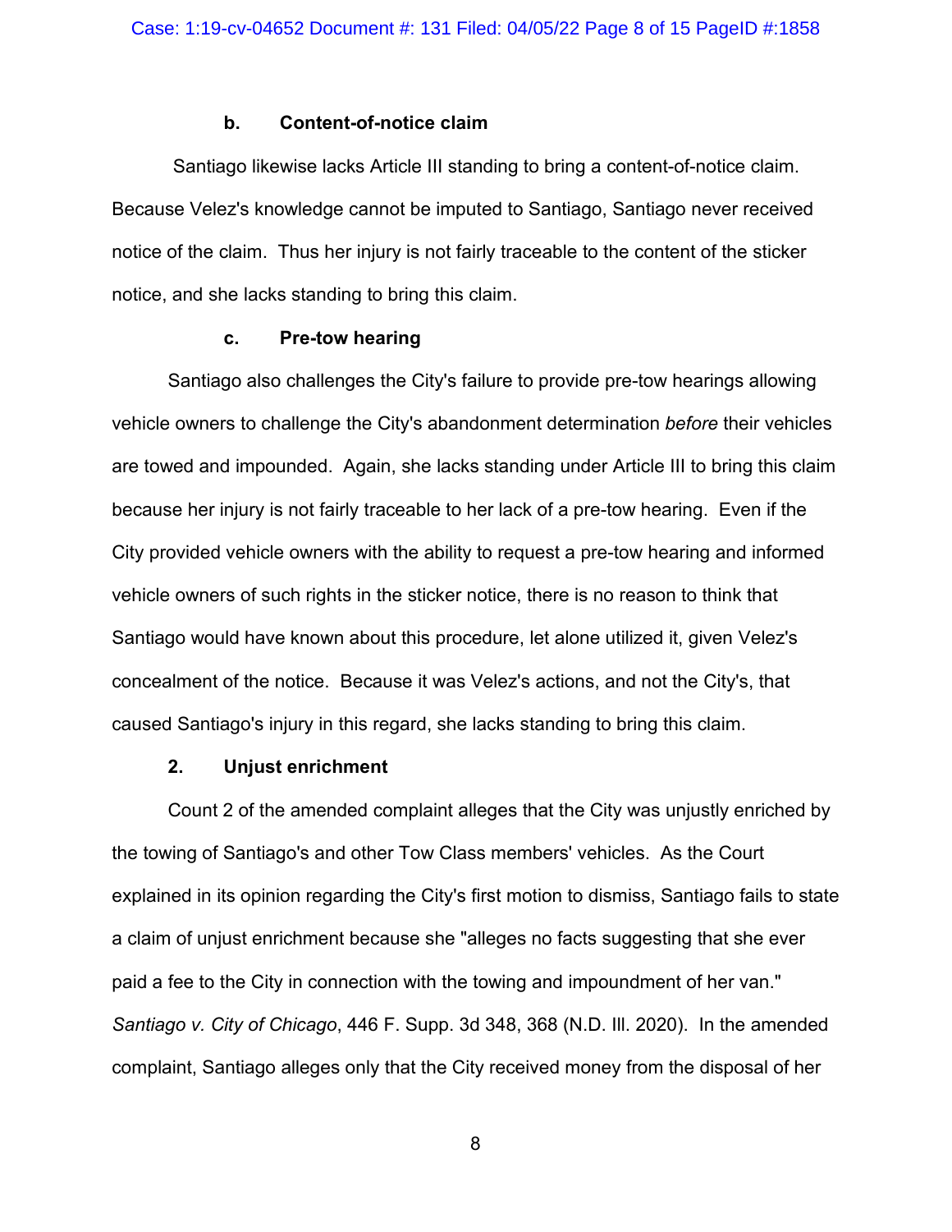#### b. Content-of-notice claim

Santiago likewise lacks Article III standing to bring a content-of-notice claim. Because Velez's knowledge cannot be imputed to Santiago, Santiago never received notice of the claim. Thus her injury is not fairly traceable to the content of the sticker notice, and she lacks standing to bring this claim.

#### c. Pre-tow hearing

Santiago also challenges the City's failure to provide pre-tow hearings allowing vehicle owners to challenge the City's abandonment determination *before* their vehicles are towed and impounded. Again, she lacks standing under Article III to bring this claim because her injury is not fairly traceable to her lack of a pre-tow hearing. Even if the City provided vehicle owners with the ability to request a pre-tow hearing and informed vehicle owners of such rights in the sticker notice, there is no reason to think that Santiago would have known about this procedure, let alone utilized it, given Velez's concealment of the notice. Because it was Velez's actions, and not the City's, that caused Santiago's injury in this regard, she lacks standing to bring this claim.

### 2. Unjust enrichment

Count 2 of the amended complaint alleges that the City was unjustly enriched by the towing of Santiago's and other Tow Class members' vehicles. As the Court explained in its opinion regarding the City's first motion to dismiss, Santiago fails to state a claim of unjust enrichment because she "alleges no facts suggesting that she ever paid a fee to the City in connection with the towing and impoundment of her van." *Santiago v. City of Chicago*, 446 F. Supp. 3d 348, 368 (N.D. Ill. 2020). In the amended complaint, Santiago alleges only that the City received money from the disposal of her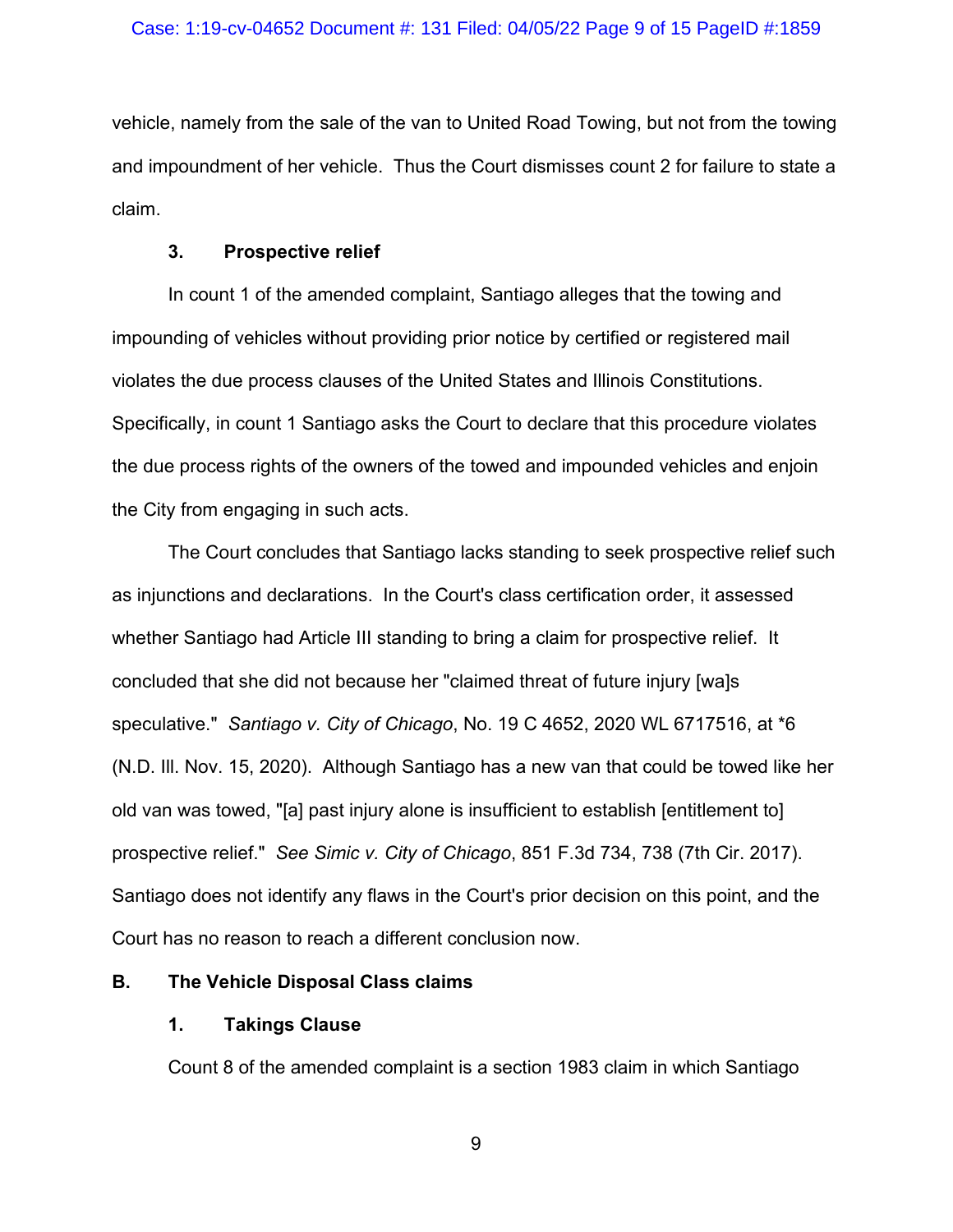vehicle, namely from the sale of the van to United Road Towing, but not from the towing and impoundment of her vehicle. Thus the Court dismisses count 2 for failure to state a claim.

### 3. Prospective relief

In count 1 of the amended complaint, Santiago alleges that the towing and impounding of vehicles without providing prior notice by certified or registered mail violates the due process clauses of the United States and Illinois Constitutions. Specifically, in count 1 Santiago asks the Court to declare that this procedure violates the due process rights of the owners of the towed and impounded vehicles and enjoin the City from engaging in such acts.

The Court concludes that Santiago lacks standing to seek prospective relief such as injunctions and declarations. In the Court's class certification order, it assessed whether Santiago had Article III standing to bring a claim for prospective relief. It concluded that she did not because her "claimed threat of future injury [wa]s speculative." *Santiago v. City of Chicago*, No. 19 C 4652, 2020 WL 6717516, at *6 (N.D. Ill. Nov. 15, 2020). Although Santiago has a new van that could be towed like her old van was towed, "[a] past injury alone is insufficient to establish [entitlement to] prospective relief." *See Simic v. City of Chicago*, 851 F.3d 734, 738 (7th Cir. 2017). Santiago does not identify any flaws in the Court's prior decision on this point, and the Court has no reason to reach a different conclusion now.

## B. The Vehicle Disposal Class claims

### 1. Takings Clause

Count 8 of the amended complaint is a section 1983 claim in which Santiago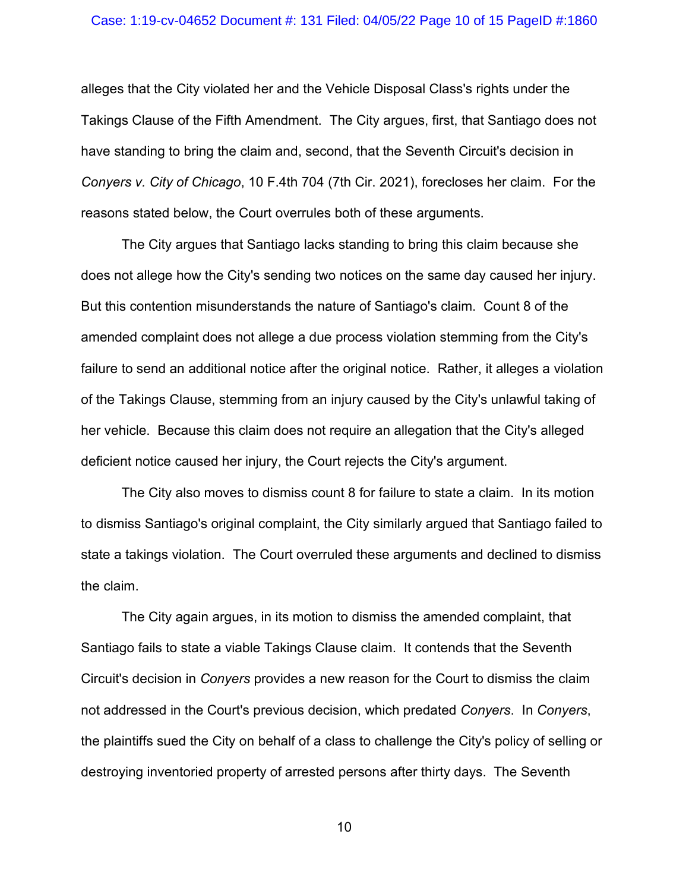alleges that the City violated her and the Vehicle Disposal Class's rights under the Takings Clause of the Fifth Amendment. The City argues, first, that Santiago does not have standing to bring the claim and, second, that the Seventh Circuit's decision in *Conyers v. City of Chicago*, 10 F.4th 704 (7th Cir. 2021), forecloses her claim. For the reasons stated below, the Court overrules both of these arguments.

The City argues that Santiago lacks standing to bring this claim because she does not allege how the City's sending two notices on the same day caused her injury. But this contention misunderstands the nature of Santiago's claim. Count 8 of the amended complaint does not allege a due process violation stemming from the City's failure to send an additional notice after the original notice. Rather, it alleges a violation of the Takings Clause, stemming from an injury caused by the City's unlawful taking of her vehicle. Because this claim does not require an allegation that the City's alleged deficient notice caused her injury, the Court rejects the City's argument.

The City also moves to dismiss count 8 for failure to state a claim. In its motion to dismiss Santiago's original complaint, the City similarly argued that Santiago failed to state a takings violation. The Court overruled these arguments and declined to dismiss the claim.

The City again argues, in its motion to dismiss the amended complaint, that Santiago fails to state a viable Takings Clause claim. It contends that the Seventh Circuit's decision in *Conyers* provides a new reason for the Court to dismiss the claim not addressed in the Court's previous decision, which predated *Conyers*. In *Conyers*, the plaintiffs sued the City on behalf of a class to challenge the City's policy of selling or destroying inventoried property of arrested persons after thirty days. The Seventh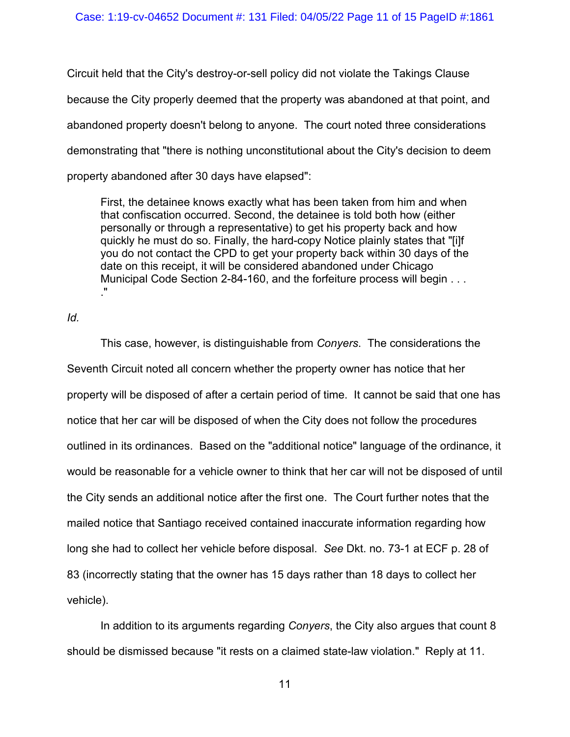Circuit held that the City's destroy-or-sell policy did not violate the Takings Clause because the City properly deemed that the property was abandoned at that point, and abandoned property doesn't belong to anyone. The court noted three considerations demonstrating that "there is nothing unconstitutional about the City's decision to deem property abandoned after 30 days have elapsed":

> First, the detainee knows exactly what has been taken from him and when that confiscation occurred. Second, the detainee is told both how (either personally or through a representative) to get his property back and how quickly he must do so. Finally, the hard-copy Notice plainly states that "[i]f you do not contact the CPD to get your property back within 30 days of the date on this receipt, it will be considered abandoned under Chicago Municipal Code Section 2-84-160, and the forfeiture process will begin . . . ."

*Id.*

This case, however, is distinguishable from *Conyers*. The considerations the Seventh Circuit noted all concern whether the property owner has notice that her property will be disposed of after a certain period of time. It cannot be said that one has notice that her car will be disposed of when the City does not follow the procedures outlined in its ordinances. Based on the "additional notice" language of the ordinance, it would be reasonable for a vehicle owner to think that her car will not be disposed of until the City sends an additional notice after the first one. The Court further notes that the mailed notice that Santiago received contained inaccurate information regarding how long she had to collect her vehicle before disposal. *See* Dkt. no. 73-1 at ECF p. 28 of 83 (incorrectly stating that the owner has 15 days rather than 18 days to collect her vehicle).

In addition to its arguments regarding *Conyers*, the City also argues that count 8 should be dismissed because "it rests on a claimed state-law violation." Reply at 11.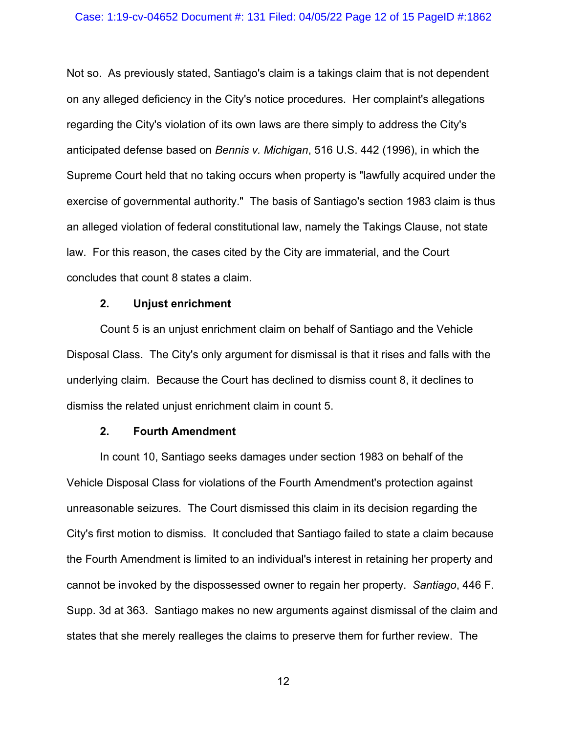Not so. As previously stated, Santiago's claim is a takings claim that is not dependent on any alleged deficiency in the City's notice procedures. Her complaint's allegations regarding the City's violation of its own laws are there simply to address the City's anticipated defense based on *Bennis v. Michigan*, 516 U.S. 442 (1996), in which the Supreme Court held that no taking occurs when property is "lawfully acquired under the exercise of governmental authority." The basis of Santiago's section 1983 claim is thus an alleged violation of federal constitutional law, namely the Takings Clause, not state law. For this reason, the cases cited by the City are immaterial, and the Court concludes that count 8 states a claim.

### 2. Unjust enrichment

Count 5 is an unjust enrichment claim on behalf of Santiago and the Vehicle Disposal Class. The City's only argument for dismissal is that it rises and falls with the underlying claim. Because the Court has declined to dismiss count 8, it declines to dismiss the related unjust enrichment claim in count 5.

### 2. Fourth Amendment

In count 10, Santiago seeks damages under section 1983 on behalf of the Vehicle Disposal Class for violations of the Fourth Amendment's protection against unreasonable seizures. The Court dismissed this claim in its decision regarding the City's first motion to dismiss. It concluded that Santiago failed to state a claim because the Fourth Amendment is limited to an individual's interest in retaining her property and cannot be invoked by the dispossessed owner to regain her property. *Santiago*, 446 F. Supp. 3d at 363. Santiago makes no new arguments against dismissal of the claim and states that she merely realleges the claims to preserve them for further review. The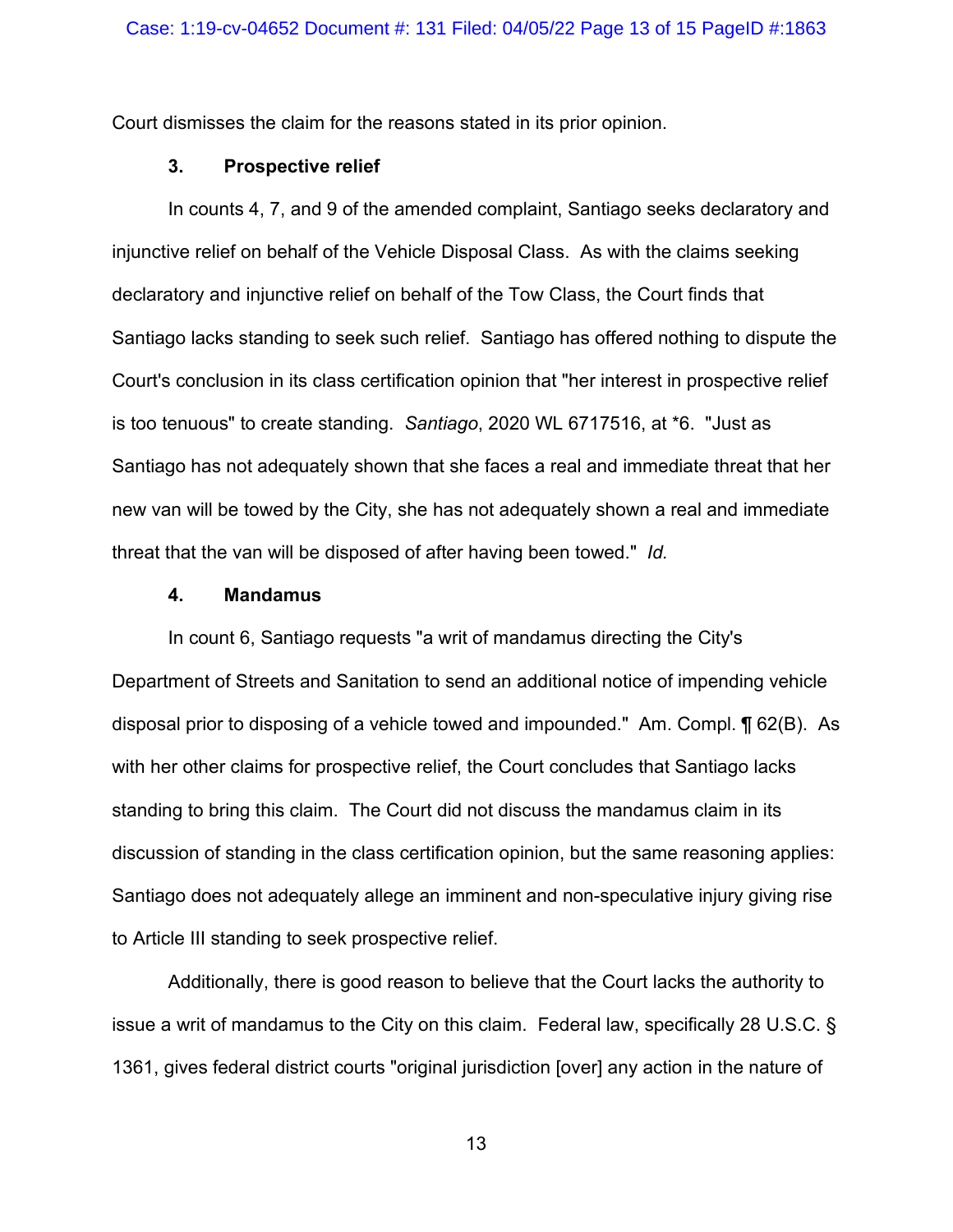Court dismisses the claim for the reasons stated in its prior opinion.

### 3. Prospective relief

In counts 4, 7, and 9 of the amended complaint, Santiago seeks declaratory and injunctive relief on behalf of the Vehicle Disposal Class. As with the claims seeking declaratory and injunctive relief on behalf of the Tow Class, the Court finds that Santiago lacks standing to seek such relief. Santiago has offered nothing to dispute the Court's conclusion in its class certification opinion that "her interest in prospective relief is too tenuous" to create standing. *Santiago*, 2020 WL 6717516, at *6. "Just as Santiago has not adequately shown that she faces a real and immediate threat that her new van will be towed by the City, she has not adequately shown a real and immediate threat that the van will be disposed of after having been towed." *Id.*

### 4. Mandamus

In count 6, Santiago requests "a writ of mandamus directing the City's Department of Streets and Sanitation to send an additional notice of impending vehicle disposal prior to disposing of a vehicle towed and impounded." Am. Compl. ¶ 62(B). As with her other claims for prospective relief, the Court concludes that Santiago lacks standing to bring this claim. The Court did not discuss the mandamus claim in its discussion of standing in the class certification opinion, but the same reasoning applies: Santiago does not adequately allege an imminent and non-speculative injury giving rise to Article III standing to seek prospective relief.

Additionally, there is good reason to believe that the Court lacks the authority to issue a writ of mandamus to the City on this claim. Federal law, specifically 28 U.S.C. § 1361, gives federal district courts "original jurisdiction [over] any action in the nature of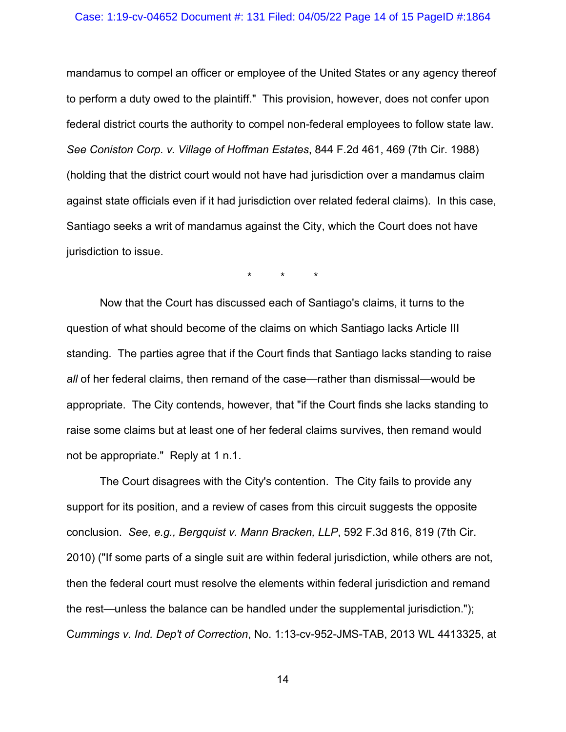mandamus to compel an officer or employee of the United States or any agency thereof to perform a duty owed to the plaintiff." This provision, however, does not confer upon federal district courts the authority to compel non-federal employees to follow state law. *See Coniston Corp. v. Village of Hoffman Estates*, 844 F.2d 461, 469 (7th Cir. 1988) (holding that the district court would not have had jurisdiction over a mandamus claim against state officials even if it had jurisdiction over related federal claims). In this case, Santiago seeks a writ of mandamus against the City, which the Court does not have jurisdiction to issue.

\* \* \*

Now that the Court has discussed each of Santiago's claims, it turns to the question of what should become of the claims on which Santiago lacks Article III standing. The parties agree that if the Court finds that Santiago lacks standing to raise *all* of her federal claims, then remand of the case—rather than dismissal—would be appropriate. The City contends, however, that "if the Court finds she lacks standing to raise some claims but at least one of her federal claims survives, then remand would not be appropriate." Reply at 1 n.1.

The Court disagrees with the City's contention. The City fails to provide any support for its position, and a review of cases from this circuit suggests the opposite conclusion. *See, e.g., Bergquist v. Mann Bracken, LLP*, 592 F.3d 816, 819 (7th Cir. 2010) ("If some parts of a single suit are within federal jurisdiction, while others are not, then the federal court must resolve the elements within federal jurisdiction and remand the rest—unless the balance can be handled under the supplemental jurisdiction."); *Cummings v. Ind. Dep't of Correction*, No. 1:13-cv-952-JMS-TAB, 2013 WL 4413325, at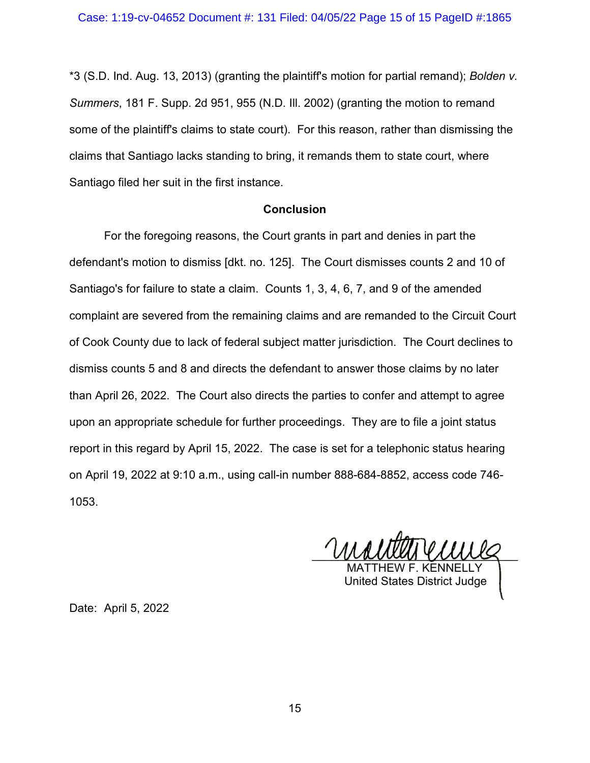*3 (S.D. Ind. Aug. 13, 2013) (granting the plaintiff's motion for partial remand); *Bolden v. Summers*, 181 F. Supp. 2d 951, 955 (N.D. Ill. 2002) (granting the motion to remand some of the plaintiff's claims to state court). For this reason, rather than dismissing the claims that Santiago lacks standing to bring, it remands them to state court, where Santiago filed her suit in the first instance.

## Conclusion

For the foregoing reasons, the Court grants in part and denies in part the defendant's motion to dismiss [dkt. no. 125]. The Court dismisses counts 2 and 10 of Santiago's for failure to state a claim. Counts 1, 3, 4, 6, 7, and 9 of the amended complaint are severed from the remaining claims and are remanded to the Circuit Court of Cook County due to lack of federal subject matter jurisdiction. The Court declines to dismiss counts 5 and 8 and directs the defendant to answer those claims by no later than April 26, 2022. The Court also directs the parties to confer and attempt to agree upon an appropriate schedule for further proceedings. They are to file a joint status report in this regard by April 15, 2022. The case is set for a telephonic status hearing on April 19, 2022 at 9:10 a.m., using call-in number 888-684-8852, access code 746-1053.

MATTHEW F. KENNELLY
United States District Judge

Date: April 5, 2022